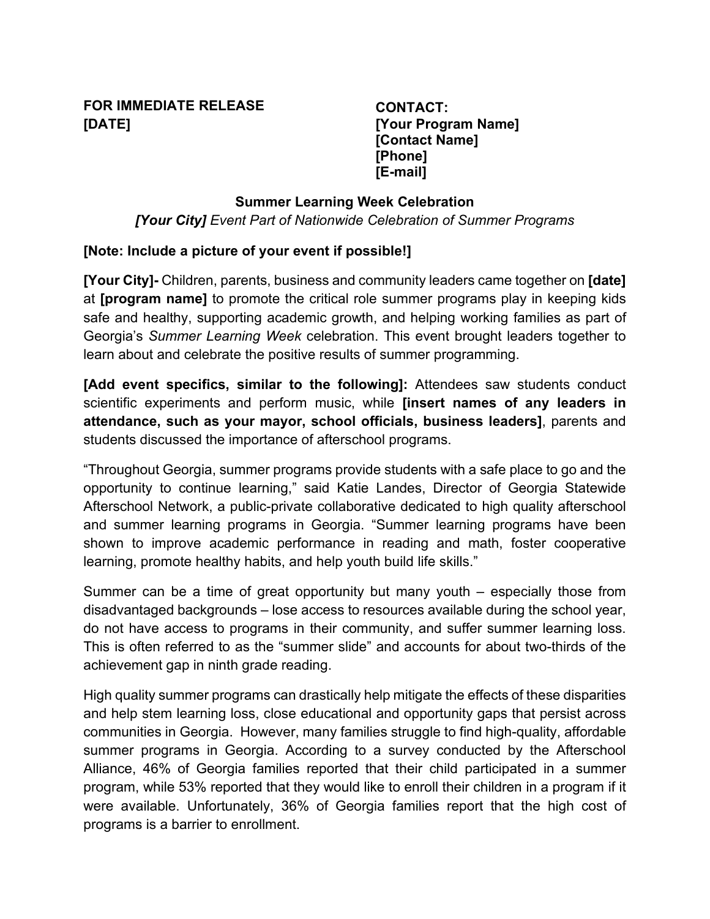**FOR IMMEDIATE RELEASE**
**[DATE]**

**CONTACT:**
**[Your Program Name]**
**[Contact Name]**
**[Phone]**
**[E-mail]**

**Summer Learning Week Celebration**

***[Your City]*** *Event Part of Nationwide Celebration of Summer Programs*

**[Note: Include a picture of your event if possible!]**

**[Your City]-** Children, parents, business and community leaders came together on **[date]** at **[program name]** to promote the critical role summer programs play in keeping kids safe and healthy, supporting academic growth, and helping working families as part of Georgia's *Summer Learning Week* celebration. This event brought leaders together to learn about and celebrate the positive results of summer programming.

**[Add event specifics, similar to the following]:** Attendees saw students conduct scientific experiments and perform music, while **[insert names of any leaders in attendance, such as your mayor, school officials, business leaders]**, parents and students discussed the importance of afterschool programs.

"Throughout Georgia, summer programs provide students with a safe place to go and the opportunity to continue learning," said Katie Landes, Director of Georgia Statewide Afterschool Network, a public-private collaborative dedicated to high quality afterschool and summer learning programs in Georgia. "Summer learning programs have been shown to improve academic performance in reading and math, foster cooperative learning, promote healthy habits, and help youth build life skills."

Summer can be a time of great opportunity but many youth – especially those from disadvantaged backgrounds – lose access to resources available during the school year, do not have access to programs in their community, and suffer summer learning loss. This is often referred to as the "summer slide" and accounts for about two-thirds of the achievement gap in ninth grade reading.

High quality summer programs can drastically help mitigate the effects of these disparities and help stem learning loss, close educational and opportunity gaps that persist across communities in Georgia. However, many families struggle to find high-quality, affordable summer programs in Georgia. According to a survey conducted by the Afterschool Alliance, 46% of Georgia families reported that their child participated in a summer program, while 53% reported that they would like to enroll their children in a program if it were available. Unfortunately, 36% of Georgia families report that the high cost of programs is a barrier to enrollment.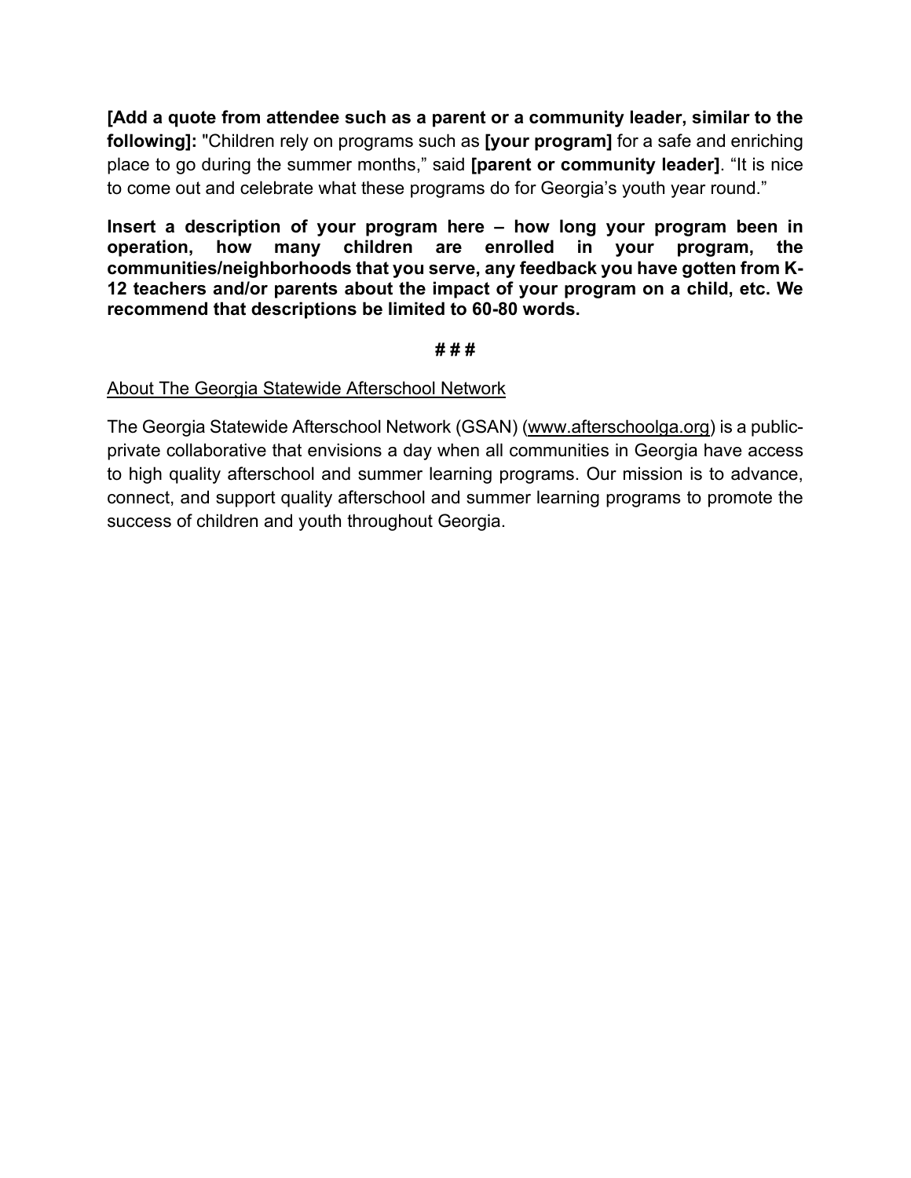**[Add a quote from attendee such as a parent or a community leader, similar to the following]:** "Children rely on programs such as **[your program]** for a safe and enriching place to go during the summer months," said **[parent or community leader]**. "It is nice to come out and celebrate what these programs do for Georgia's youth year round."

**Insert a description of your program here – how long your program been in operation, how many children are enrolled in your program, the communities/neighborhoods that you serve, any feedback you have gotten from K-12 teachers and/or parents about the impact of your program on a child, etc. We recommend that descriptions be limited to 60-80 words.**

**# # #**

About The Georgia Statewide Afterschool Network

The Georgia Statewide Afterschool Network (GSAN) (www.afterschoolga.org) is a public-private collaborative that envisions a day when all communities in Georgia have access to high quality afterschool and summer learning programs. Our mission is to advance, connect, and support quality afterschool and summer learning programs to promote the success of children and youth throughout Georgia.